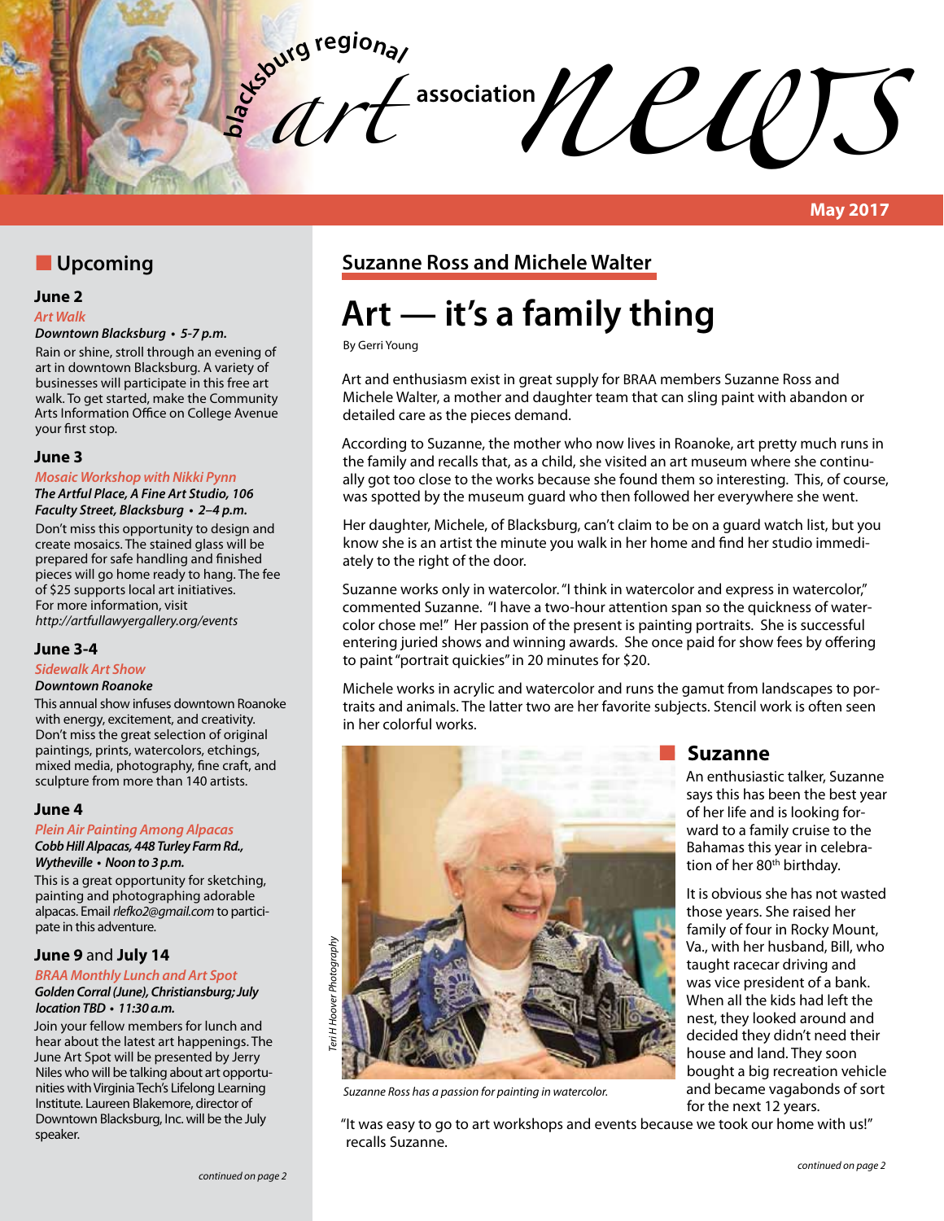# blacksburg regional art association news

**May 2017**

## Upcoming

### June 2

*Art Walk*

***Downtown Blacksburg • 5-7 p.m.***

Rain or shine, stroll through an evening of art in downtown Blacksburg. A variety of businesses will participate in this free art walk. To get started, make the Community Arts Information Office on College Avenue your first stop.

### June 3

*Mosaic Workshop with Nikki Pynn*

***The Artful Place, A Fine Art Studio, 106 Faculty Street, Blacksburg • 2–4 p.m.***

Don't miss this opportunity to design and create mosaics. The stained glass will be prepared for safe handling and finished pieces will go home ready to hang. The fee of $25 supports local art initiatives. For more information, visit *http://artfullawyergallery.org/events*

### June 3-4

*Sidewalk Art Show*

***Downtown Roanoke***

This annual show infuses downtown Roanoke with energy, excitement, and creativity. Don't miss the great selection of original paintings, prints, watercolors, etchings, mixed media, photography, fine craft, and sculpture from more than 140 artists.

### June 4

*Plein Air Painting Among Alpacas*

***Cobb Hill Alpacas, 448 Turley Farm Rd., Wytheville • Noon to 3 p.m.***

This is a great opportunity for sketching, painting and photographing adorable alpacas. Email *rlefko2@gmail.com* to participate in this adventure.

### June 9 and July 14

*BRAA Monthly Lunch and Art Spot*

***Golden Corral (June), Christiansburg; July location TBD • 11:30 a.m.***

Join your fellow members for lunch and hear about the latest art happenings. The June Art Spot will be presented by Jerry Niles who will be talking about art opportunities with Virginia Tech's Lifelong Learning Institute. Laureen Blakemore, director of Downtown Blacksburg, Inc. will be the July speaker.

*continued on page 2*

---

## Suzanne Ross and Michele Walter

# Art — it's a family thing

By Gerri Young

Art and enthusiasm exist in great supply for BRAA members Suzanne Ross and Michele Walter, a mother and daughter team that can sling paint with abandon or detailed care as the pieces demand.

According to Suzanne, the mother who now lives in Roanoke, art pretty much runs in the family and recalls that, as a child, she visited an art museum where she continually got too close to the works because she found them so interesting. This, of course, was spotted by the museum guard who then followed her everywhere she went.

Her daughter, Michele, of Blacksburg, can't claim to be on a guard watch list, but you know she is an artist the minute you walk in her home and find her studio immediately to the right of the door.

Suzanne works only in watercolor. "I think in watercolor and express in watercolor," commented Suzanne. "I have a two-hour attention span so the quickness of watercolor chose me!" Her passion of the present is painting portraits. She is successful entering juried shows and winning awards. She once paid for show fees by offering to paint "portrait quickies" in 20 minutes for $20.

Michele works in acrylic and watercolor and runs the gamut from landscapes to portraits and animals. The latter two are her favorite subjects. Stencil work is often seen in her colorful works.

Teri H Hoover Photography

*Suzanne Ross has a passion for painting in watercolor.*

## Suzanne

An enthusiastic talker, Suzanne says this has been the best year of her life and is looking forward to a family cruise to the Bahamas this year in celebration of her 80th birthday.

It is obvious she has not wasted those years. She raised her family of four in Rocky Mount, Va., with her husband, Bill, who taught racecar driving and was vice president of a bank. When all the kids had left the nest, they looked around and decided they didn't need their house and land. They soon bought a big recreation vehicle and became vagabonds of sort for the next 12 years.

"It was easy to go to art workshops and events because we took our home with us!" recalls Suzanne.

*continued on page 2*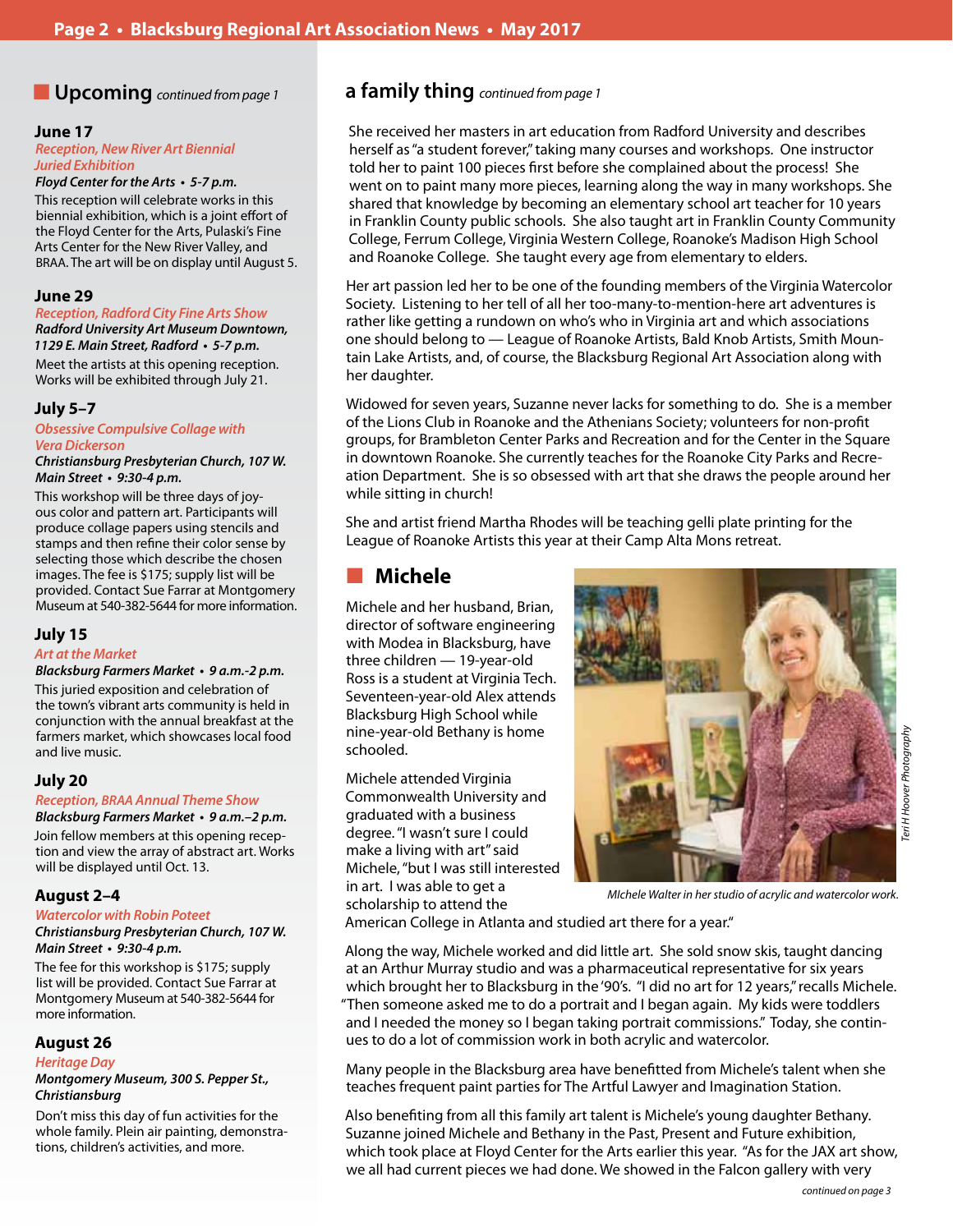## Upcoming *continued from page 1*

### June 17

*Reception, New River Art Biennial Juried Exhibition*

***Floyd Center for the Arts • 5-7 p.m.***

This reception will celebrate works in this biennial exhibition, which is a joint effort of the Floyd Center for the Arts, Pulaski's Fine Arts Center for the New River Valley, and BRAA. The art will be on display until August 5.

### June 29

*Reception, Radford City Fine Arts Show*

***Radford University Art Museum Downtown, 1129 E. Main Street, Radford • 5-7 p.m.***

Meet the artists at this opening reception. Works will be exhibited through July 21.

### July 5–7

*Obsessive Compulsive Collage with Vera Dickerson*

***Christiansburg Presbyterian Church, 107 W. Main Street • 9:30-4 p.m.***

This workshop will be three days of joyous color and pattern art. Participants will produce collage papers using stencils and stamps and then refine their color sense by selecting those which describe the chosen images. The fee is $175; supply list will be provided. Contact Sue Farrar at Montgomery Museum at 540-382-5644 for more information.

### July 15

*Art at the Market*

***Blacksburg Farmers Market • 9 a.m.-2 p.m.***

This juried exposition and celebration of the town's vibrant arts community is held in conjunction with the annual breakfast at the farmers market, which showcases local food and live music.

### July 20

*Reception, BRAA Annual Theme Show*

***Blacksburg Farmers Market • 9 a.m.–2 p.m.***

Join fellow members at this opening reception and view the array of abstract art. Works will be displayed until Oct. 13.

### August 2–4

*Watercolor with Robin Poteet*

***Christiansburg Presbyterian Church, 107 W. Main Street • 9:30-4 p.m.***

The fee for this workshop is $175; supply list will be provided. Contact Sue Farrar at Montgomery Museum at 540-382-5644 for more information.

### August 26

*Heritage Day*

***Montgomery Museum, 300 S. Pepper St., Christiansburg***

Don't miss this day of fun activities for the whole family. Plein air painting, demonstrations, children's activities, and more.

## a family thing *continued from page 1*

She received her masters in art education from Radford University and describes herself as "a student forever," taking many courses and workshops. One instructor told her to paint 100 pieces first before she complained about the process! She went on to paint many more pieces, learning along the way in many workshops. She shared that knowledge by becoming an elementary school art teacher for 10 years in Franklin County public schools. She also taught art in Franklin County Community College, Ferrum College, Virginia Western College, Roanoke's Madison High School and Roanoke College. She taught every age from elementary to elders.

Her art passion led her to be one of the founding members of the Virginia Watercolor Society. Listening to her tell of all her too-many-to-mention-here art adventures is rather like getting a rundown on who's who in Virginia art and which associations one should belong to — League of Roanoke Artists, Bald Knob Artists, Smith Mountain Lake Artists, and, of course, the Blacksburg Regional Art Association along with her daughter.

Widowed for seven years, Suzanne never lacks for something to do. She is a member of the Lions Club in Roanoke and the Athenians Society; volunteers for non-profit groups, for Brambleton Center Parks and Recreation and for the Center in the Square in downtown Roanoke. She currently teaches for the Roanoke City Parks and Recreation Department. She is so obsessed with art that she draws the people around her while sitting in church!

She and artist friend Martha Rhodes will be teaching gelli plate printing for the League of Roanoke Artists this year at their Camp Alta Mons retreat.

## Michele

Michele and her husband, Brian, director of software engineering with Modea in Blacksburg, have three children — 19-year-old Ross is a student at Virginia Tech. Seventeen-year-old Alex attends Blacksburg High School while nine-year-old Bethany is home schooled.

Michele attended Virginia Commonwealth University and graduated with a business degree. "I wasn't sure I could make a living with art" said Michele, "but I was still interested in art. I was able to get a scholarship to attend the American College in Atlanta and studied art there for a year."

*Teri H Hoover Photography*

*MIchele Walter in her studio of acrylic and watercolor work.*

Along the way, Michele worked and did little art. She sold snow skis, taught dancing at an Arthur Murray studio and was a pharmaceutical representative for six years which brought her to Blacksburg in the '90's. "I did no art for 12 years," recalls Michele. "Then someone asked me to do a portrait and I began again. My kids were toddlers and I needed the money so I began taking portrait commissions." Today, she continues to do a lot of commission work in both acrylic and watercolor.

Many people in the Blacksburg area have benefitted from Michele's talent when she teaches frequent paint parties for The Artful Lawyer and Imagination Station.

Also benefiting from all this family art talent is Michele's young daughter Bethany. Suzanne joined Michele and Bethany in the Past, Present and Future exhibition, which took place at Floyd Center for the Arts earlier this year. "As for the JAX art show, we all had current pieces we had done. We showed in the Falcon gallery with very

*continued on page 3*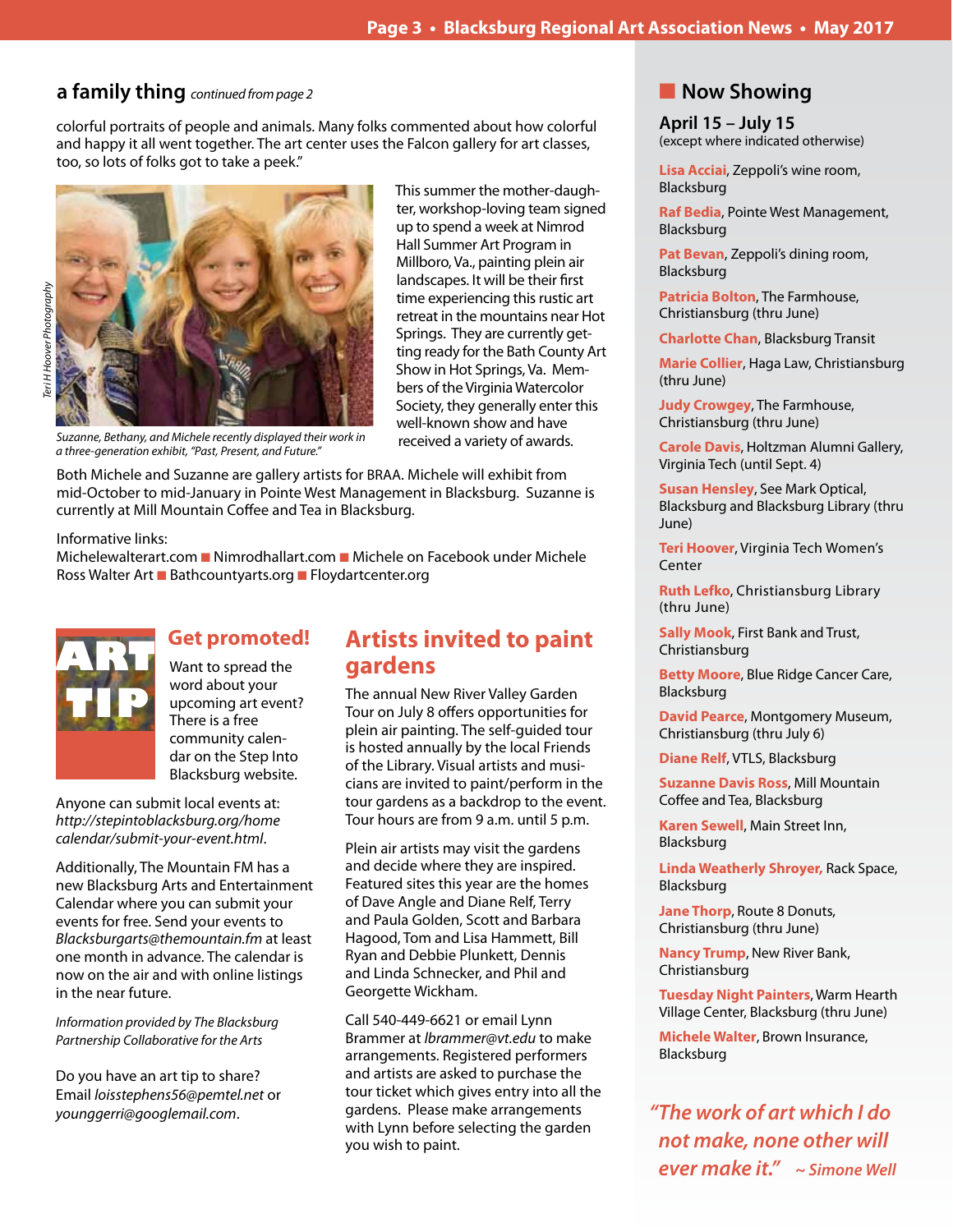## a family thing *continued from page 2*

colorful portraits of people and animals. Many folks commented about how colorful and happy it all went together. The art center uses the Falcon gallery for art classes, too, so lots of folks got to take a peek."

*Teri H Hoover Photography*

*Suzanne, Bethany, and Michele recently displayed their work in a three-generation exhibit, "Past, Present, and Future."*

This summer the mother-daughter, workshop-loving team signed up to spend a week at Nimrod Hall Summer Art Program in Millboro, Va., painting plein air landscapes. It will be their first time experiencing this rustic art retreat in the mountains near Hot Springs. They are currently getting ready for the Bath County Art Show in Hot Springs, Va. Members of the Virginia Watercolor Society, they generally enter this well-known show and have received a variety of awards.

Both Michele and Suzanne are gallery artists for BRAA. Michele will exhibit from mid-October to mid-January in Pointe West Management in Blacksburg. Suzanne is currently at Mill Mountain Coffee and Tea in Blacksburg.

Informative links:
Michelewalterart.com ■ Nimrodhallart.com ■ Michele on Facebook under Michele Ross Walter Art ■ Bathcountyarts.org ■ Floydartcenter.org

## ART TIP

### Get promoted!

Want to spread the word about your upcoming art event? There is a free community calendar on the Step Into Blacksburg website.

Anyone can submit local events at: *http://stepintoblacksburg.org/home calendar/submit-your-event.html*.

Additionally, The Mountain FM has a new Blacksburg Arts and Entertainment Calendar where you can submit your events for free. Send your events to *Blacksburgarts@themountain.fm* at least one month in advance. The calendar is now on the air and with online listings in the near future.

*Information provided by The Blacksburg Partnership Collaborative for the Arts*

Do you have an art tip to share? Email *loisstephens56@pemtel.net* or *younggerri@googlemail.com*.

## Artists invited to paint gardens

The annual New River Valley Garden Tour on July 8 offers opportunities for plein air painting. The self-guided tour is hosted annually by the local Friends of the Library. Visual artists and musicians are invited to paint/perform in the tour gardens as a backdrop to the event. Tour hours are from 9 a.m. until 5 p.m.

Plein air artists may visit the gardens and decide where they are inspired. Featured sites this year are the homes of Dave Angle and Diane Relf, Terry and Paula Golden, Scott and Barbara Hagood, Tom and Lisa Hammett, Bill Ryan and Debbie Plunkett, Dennis and Linda Schnecker, and Phil and Georgette Wickham.

Call 540-449-6621 or email Lynn Brammer at *lbrammer@vt.edu* to make arrangements. Registered performers and artists are asked to purchase the tour ticket which gives entry into all the gardens. Please make arrangements with Lynn before selecting the garden you wish to paint.

## Now Showing

### April 15 – July 15

(except where indicated otherwise)

**Lisa Acciai**, Zeppoli's wine room, Blacksburg

**Raf Bedia**, Pointe West Management, Blacksburg

**Pat Bevan**, Zeppoli's dining room, Blacksburg

**Patricia Bolton**, The Farmhouse, Christiansburg (thru June)

**Charlotte Chan**, Blacksburg Transit

**Marie Collier**, Haga Law, Christiansburg (thru June)

**Judy Crowgey**, The Farmhouse, Christiansburg (thru June)

**Carole Davis**, Holtzman Alumni Gallery, Virginia Tech (until Sept. 4)

**Susan Hensley**, See Mark Optical, Blacksburg and Blacksburg Library (thru June)

**Teri Hoover**, Virginia Tech Women's Center

**Ruth Lefko**, Christiansburg Library (thru June)

**Sally Mook**, First Bank and Trust, Christiansburg

**Betty Moore**, Blue Ridge Cancer Care, Blacksburg

**David Pearce**, Montgomery Museum, Christiansburg (thru July 6)

**Diane Relf**, VTLS, Blacksburg

**Suzanne Davis Ross**, Mill Mountain Coffee and Tea, Blacksburg

**Karen Sewell**, Main Street Inn, Blacksburg

**Linda Weatherly Shroyer**, Rack Space, Blacksburg

**Jane Thorp**, Route 8 Donuts, Christiansburg (thru June)

**Nancy Trump**, New River Bank, Christiansburg

**Tuesday Night Painters**, Warm Hearth Village Center, Blacksburg (thru June)

**Michele Walter**, Brown Insurance, Blacksburg

*"The work of art which I do not make, none other will ever make it." ~ Simone Well*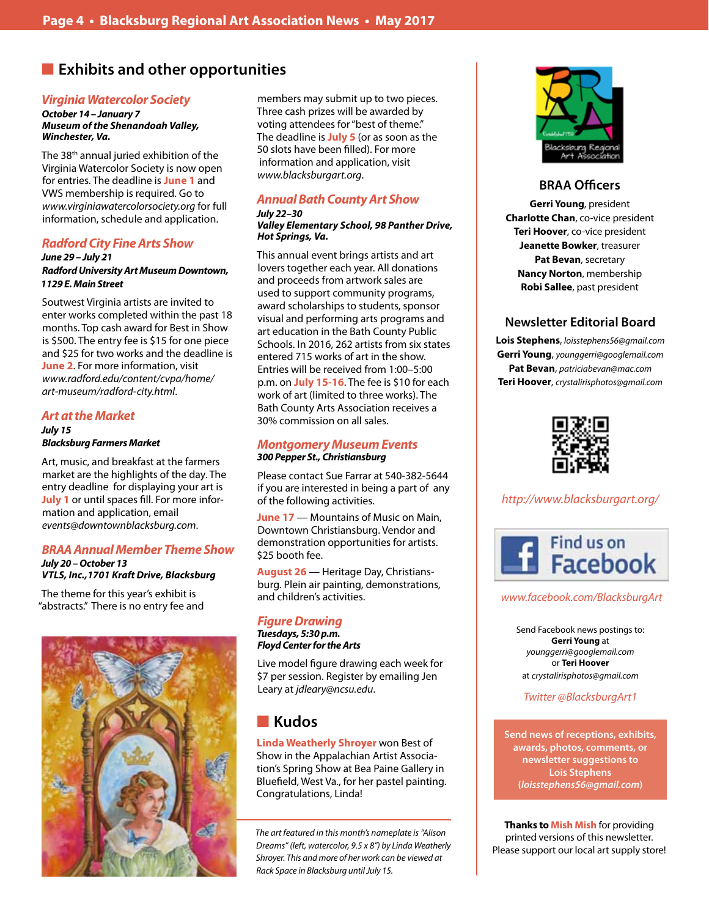## Exhibits and other opportunities

### *Virginia Watercolor Society*

***October 14 – January 7***
***Museum of the Shenandoah Valley, Winchester, Va.***

The 38th annual juried exhibition of the Virginia Watercolor Society is now open for entries. The deadline is **June 1** and VWS membership is required. Go to *www.virginiawatercolorsociety.org* for full information, schedule and application.

### *Radford City Fine Arts Show*

***June 29 – July 21***
***Radford University Art Museum Downtown, 1129 E. Main Street***

Soutwest Virginia artists are invited to enter works completed within the past 18 months. Top cash award for Best in Show is $500. The entry fee is $15 for one piece and $25 for two works and the deadline is **June 2**. For more information, visit *www.radford.edu/content/cvpa/home/art-museum/radford-city.html*.

### *Art at the Market*

***July 15***
***Blacksburg Farmers Market***

Art, music, and breakfast at the farmers market are the highlights of the day. The entry deadline for displaying your art is **July 1** or until spaces fill. For more information and application, email *events@downtownblacksburg.com*.

### *BRAA Annual Member Theme Show*

***July 20 – October 13***
***VTLS, Inc.,1701 Kraft Drive, Blacksburg***

The theme for this year's exhibit is "abstracts." There is no entry fee and members may submit up to two pieces. Three cash prizes will be awarded by voting attendees for "best of theme." The deadline is **July 5** (or as soon as the 50 slots have been filled). For more information and application, visit *www.blacksburgart.org*.

### *Annual Bath County Art Show*

***July 22–30***
***Valley Elementary School, 98 Panther Drive, Hot Springs, Va.***

This annual event brings artists and art lovers together each year. All donations and proceeds from artwork sales are used to support community programs, award scholarships to students, sponsor visual and performing arts programs and art education in the Bath County Public Schools. In 2016, 262 artists from six states entered 715 works of art in the show. Entries will be received from 1:00–5:00 p.m. on **July 15-16**. The fee is $10 for each work of art (limited to three works). The Bath County Arts Association receives a 30% commission on all sales.

### *Montgomery Museum Events*

***300 Pepper St., Christiansburg***

Please contact Sue Farrar at 540-382-5644 if you are interested in being a part of any of the following activities.

**June 17** — Mountains of Music on Main, Downtown Christiansburg. Vendor and demonstration opportunities for artists. $25 booth fee.

**August 26** — Heritage Day, Christiansburg. Plein air painting, demonstrations, and children's activities.

### *Figure Drawing*

***Tuesdays, 5:30 p.m.***
***Floyd Center for the Arts***

Live model figure drawing each week for $7 per session. Register by emailing Jen Leary at *jdleary@ncsu.edu*.

## Kudos

**Linda Weatherly Shroyer** won Best of Show in the Appalachian Artist Association's Spring Show at Bea Paine Gallery in Bluefield, West Va., for her pastel painting. Congratulations, Linda!

*The art featured in this month's nameplate is "Alison Dreams" (left, watercolor, 9.5 x 8") by Linda Weatherly Shroyer. This and more of her work can be viewed at Rack Space in Blacksburg until July 15.*

---

Blacksburg Regional Art Association

### BRAA Officers

**Gerri Young**, president
**Charlotte Chan**, co-vice president
**Teri Hoover**, co-vice president
**Jeanette Bowker**, treasurer
**Pat Bevan**, secretary
**Nancy Norton**, membership
**Robi Sallee**, past president

### Newsletter Editorial Board

**Lois Stephens**, *loisstephens56@gmail.com*
**Gerri Young**, *younggerri@googlemail.com*
**Pat Bevan**, *patriciabevan@mac.com*
**Teri Hoover**, *crystalirisphotos@gmail.com*

*http://www.blacksburgart.org/*

Find us on Facebook

*www.facebook.com/BlacksburgArt*

Send Facebook news postings to:
**Gerri Young** at
*younggerri@googlemail.com*
or **Teri Hoover**
at *crystalirisphotos@gmail.com*

*Twitter @BlacksburgArt1*

**Send news of receptions, exhibits, awards, photos, comments, or newsletter suggestions to Lois Stephens (*loisstephens56@gmail.com*)**

**Thanks to Mish Mish** for providing printed versions of this newsletter. Please support our local art supply store!